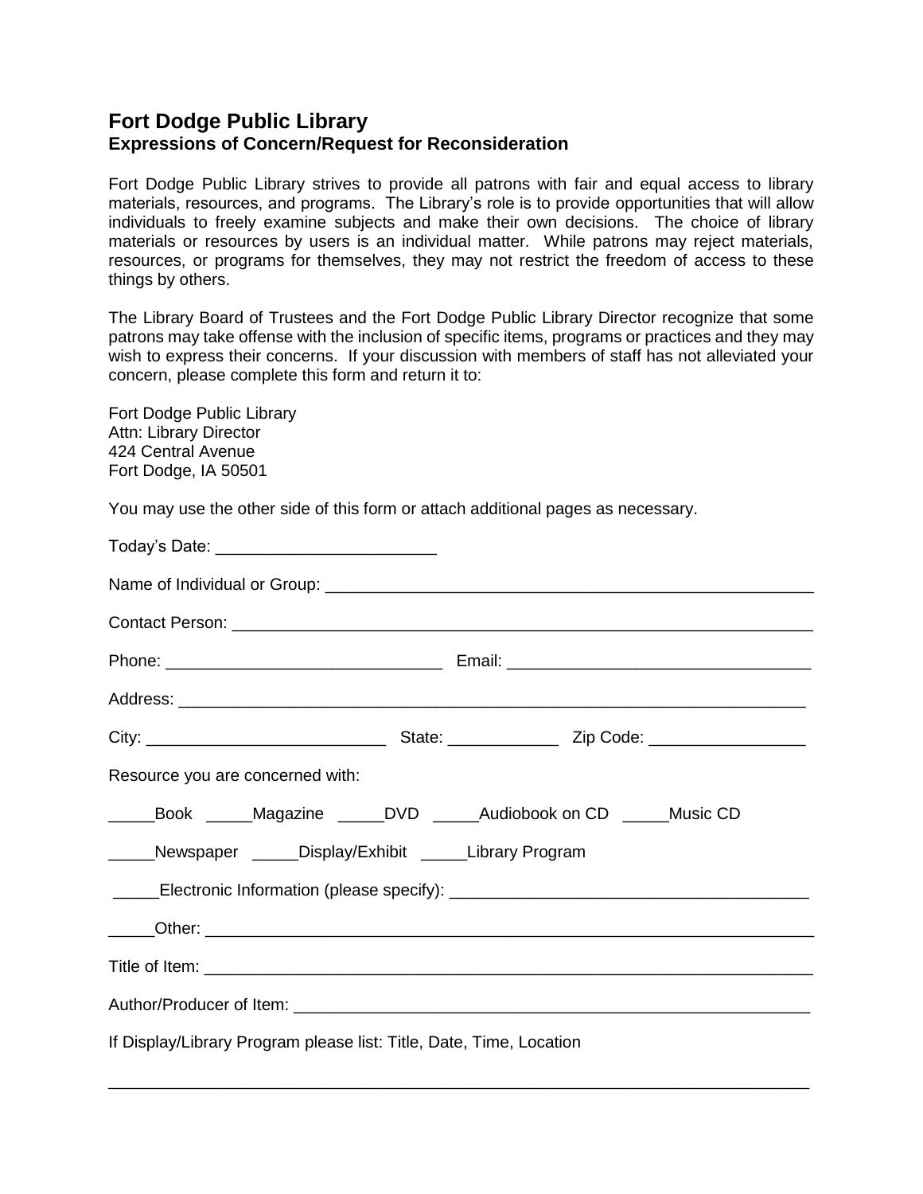# Fort Dodge Public Library

## Expressions of Concern/Request for Reconsideration

Fort Dodge Public Library strives to provide all patrons with fair and equal access to library materials, resources, and programs. The Library's role is to provide opportunities that will allow individuals to freely examine subjects and make their own decisions. The choice of library materials or resources by users is an individual matter. While patrons may reject materials, resources, or programs for themselves, they may not restrict the freedom of access to these things by others.

The Library Board of Trustees and the Fort Dodge Public Library Director recognize that some patrons may take offense with the inclusion of specific items, programs or practices and they may wish to express their concerns. If your discussion with members of staff has not alleviated your concern, please complete this form and return it to:

Fort Dodge Public Library
Attn: Library Director
424 Central Avenue
Fort Dodge, IA 50501

You may use the other side of this form or attach additional pages as necessary.

Today's Date: ________________________

Name of Individual or Group: ______________________________________________________

Contact Person: ______________________________________________________________

Phone: ______________________________ Email: _________________________________

Address: ____________________________________________________________________

City: __________________________ State: ____________ Zip Code: _________________

Resource you are concerned with:

_____Book _____Magazine _____DVD _____Audiobook on CD _____Music CD

_____Newspaper _____Display/Exhibit _____Library Program

_____Electronic Information (please specify): ______________________________________

_____Other: __________________________________________________________________

Title of Item: __________________________________________________________________

Author/Producer of Item: ________________________________________________________

If Display/Library Program please list: Title, Date, Time, Location

_____________________________________________________________________________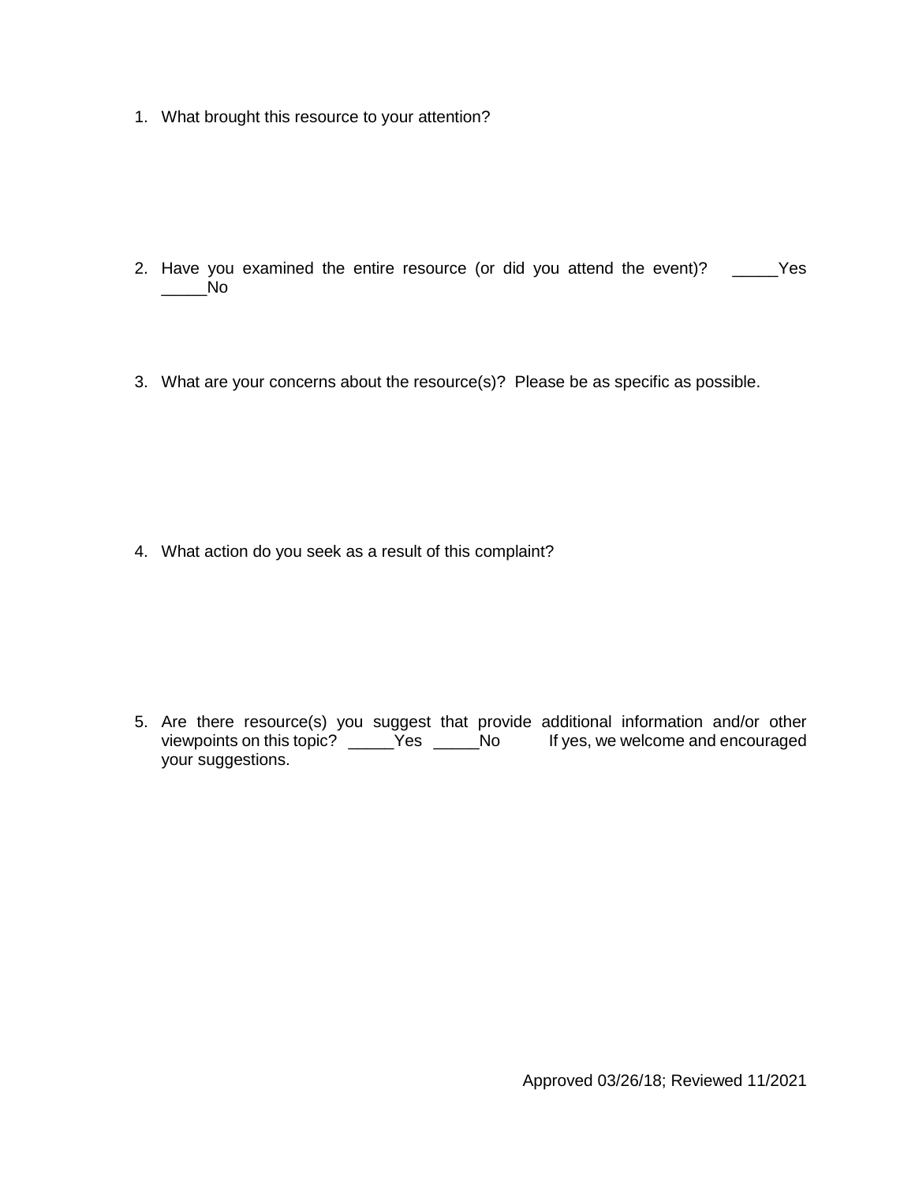1. What brought this resource to your attention?

2. Have you examined the entire resource (or did you attend the event)? _____Yes _____No

3. What are your concerns about the resource(s)? Please be as specific as possible.

4. What action do you seek as a result of this complaint?

5. Are there resource(s) you suggest that provide additional information and/or other viewpoints on this topic? _____Yes _____No If yes, we welcome and encouraged your suggestions.

Approved 03/26/18; Reviewed 11/2021